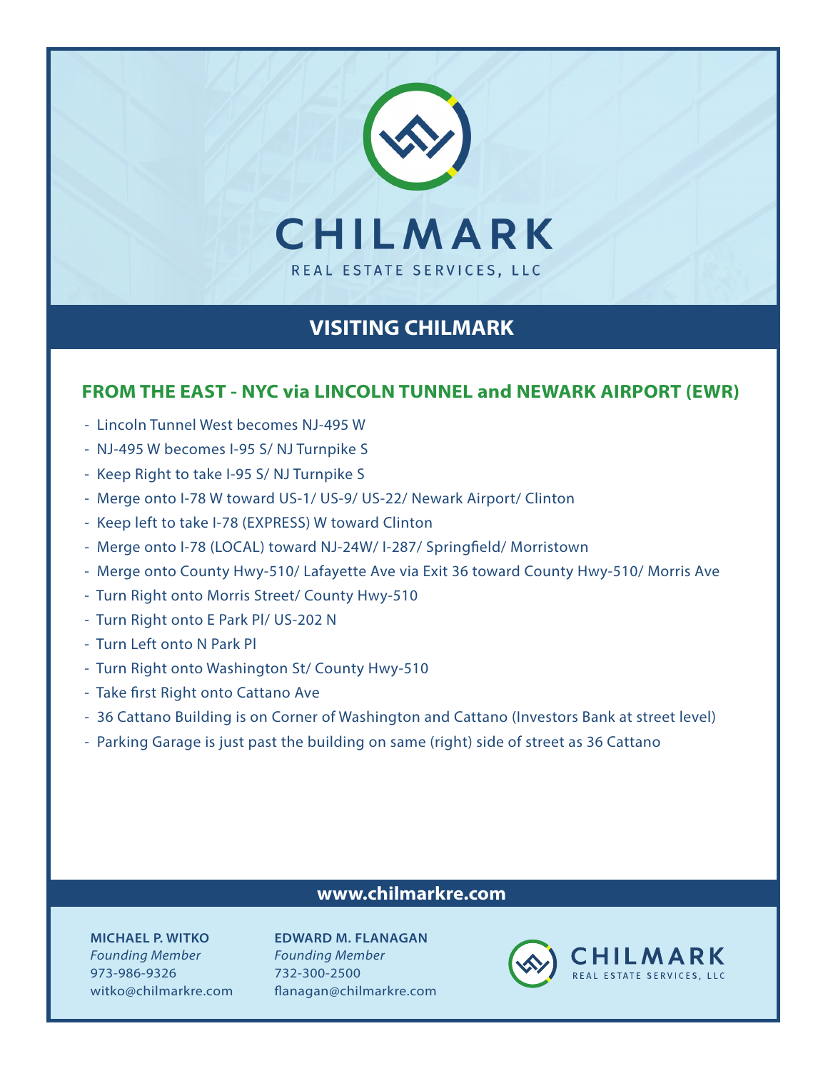# CHILMARK

REAL ESTATE SERVICES, LLC

## VISITING CHILMARK

### FROM THE EAST - NYC via LINCOLN TUNNEL and NEWARK AIRPORT (EWR)

- Lincoln Tunnel West becomes NJ-495 W
- NJ-495 W becomes I-95 S/ NJ Turnpike S
- Keep Right to take I-95 S/ NJ Turnpike S
- Merge onto I-78 W toward US-1/ US-9/ US-22/ Newark Airport/ Clinton
- Keep left to take I-78 (EXPRESS) W toward Clinton
- Merge onto I-78 (LOCAL) toward NJ-24W/ I-287/ Springfield/ Morristown
- Merge onto County Hwy-510/ Lafayette Ave via Exit 36 toward County Hwy-510/ Morris Ave
- Turn Right onto Morris Street/ County Hwy-510
- Turn Right onto E Park Pl/ US-202 N
- Turn Left onto N Park Pl
- Turn Right onto Washington St/ County Hwy-510
- Take first Right onto Cattano Ave
- 36 Cattano Building is on Corner of Washington and Cattano (Investors Bank at street level)
- Parking Garage is just past the building on same (right) side of street as 36 Cattano

**www.chilmarkre.com**

**MICHAEL P. WITKO**
*Founding Member*
973-986-9326
witko@chilmarkre.com

**EDWARD M. FLANAGAN**
*Founding Member*
732-300-2500
flanagan@chilmarkre.com

CHILMARK
REAL ESTATE SERVICES, LLC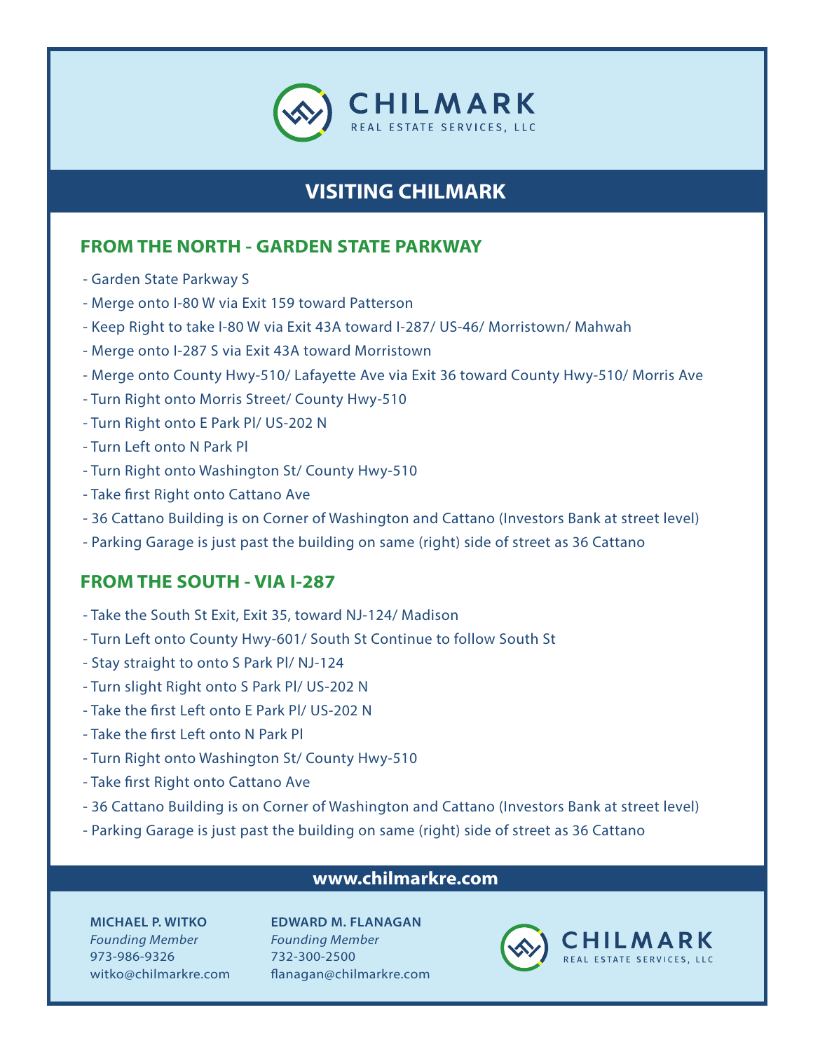CHILMARK

REAL ESTATE SERVICES, LLC

# VISITING CHILMARK

## FROM THE NORTH - GARDEN STATE PARKWAY

- Garden State Parkway S
- Merge onto I-80 W via Exit 159 toward Patterson
- Keep Right to take I-80 W via Exit 43A toward I-287/ US-46/ Morristown/ Mahwah
- Merge onto I-287 S via Exit 43A toward Morristown
- Merge onto County Hwy-510/ Lafayette Ave via Exit 36 toward County Hwy-510/ Morris Ave
- Turn Right onto Morris Street/ County Hwy-510
- Turn Right onto E Park Pl/ US-202 N
- Turn Left onto N Park Pl
- Turn Right onto Washington St/ County Hwy-510
- Take first Right onto Cattano Ave
- 36 Cattano Building is on Corner of Washington and Cattano (Investors Bank at street level)
- Parking Garage is just past the building on same (right) side of street as 36 Cattano

## FROM THE SOUTH - VIA I-287

- Take the South St Exit, Exit 35, toward NJ-124/ Madison
- Turn Left onto County Hwy-601/ South St Continue to follow South St
- Stay straight to onto S Park Pl/ NJ-124
- Turn slight Right onto S Park Pl/ US-202 N
- Take the first Left onto E Park Pl/ US-202 N
- Take the first Left onto N Park Pl
- Turn Right onto Washington St/ County Hwy-510
- Take first Right onto Cattano Ave
- 36 Cattano Building is on Corner of Washington and Cattano (Investors Bank at street level)
- Parking Garage is just past the building on same (right) side of street as 36 Cattano

**www.chilmarkre.com**

**MICHAEL P. WITKO**
*Founding Member*
973-986-9326
witko@chilmarkre.com

**EDWARD M. FLANAGAN**
*Founding Member*
732-300-2500
flanagan@chilmarkre.com

CHILMARK

REAL ESTATE SERVICES, LLC